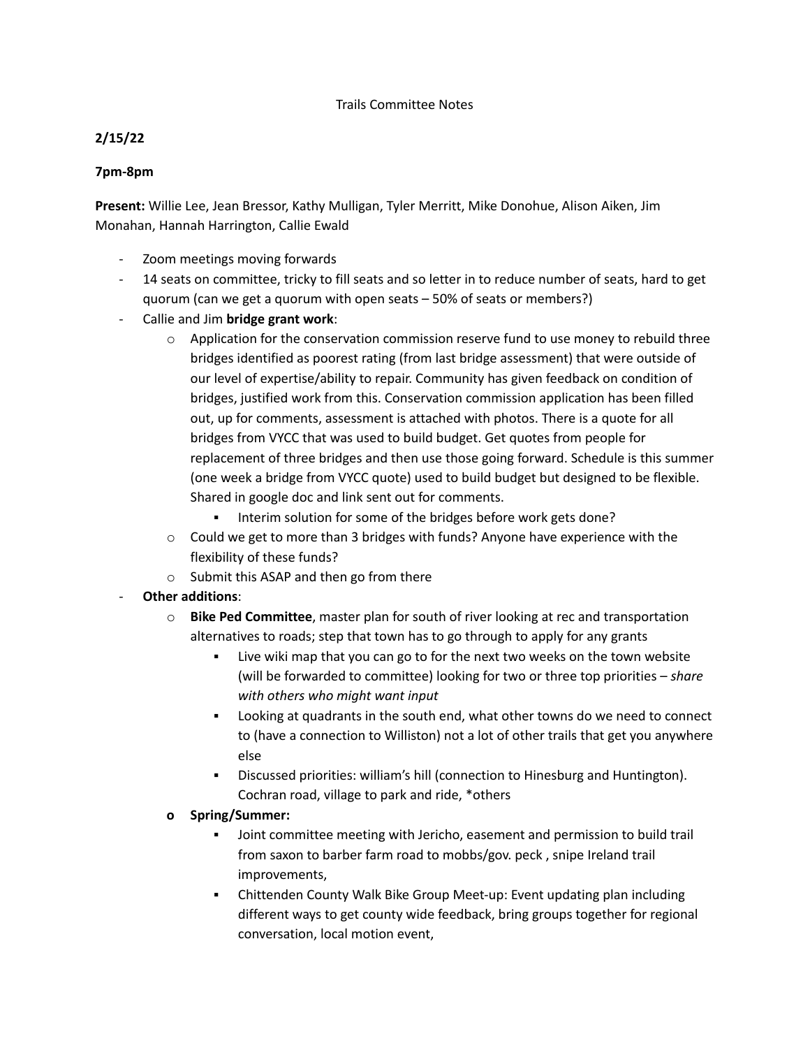Trails Committee Notes

**2/15/22**

**7pm-8pm**

**Present:** Willie Lee, Jean Bressor, Kathy Mulligan, Tyler Merritt, Mike Donohue, Alison Aiken, Jim Monahan, Hannah Harrington, Callie Ewald

- Zoom meetings moving forwards
- 14 seats on committee, tricky to fill seats and so letter in to reduce number of seats, hard to get quorum (can we get a quorum with open seats – 50% of seats or members?)
- Callie and Jim **bridge grant work**:
  - Application for the conservation commission reserve fund to use money to rebuild three bridges identified as poorest rating (from last bridge assessment) that were outside of our level of expertise/ability to repair. Community has given feedback on condition of bridges, justified work from this. Conservation commission application has been filled out, up for comments, assessment is attached with photos. There is a quote for all bridges from VYCC that was used to build budget. Get quotes from people for replacement of three bridges and then use those going forward. Schedule is this summer (one week a bridge from VYCC quote) used to build budget but designed to be flexible. Shared in google doc and link sent out for comments.
    - Interim solution for some of the bridges before work gets done?
  - Could we get to more than 3 bridges with funds? Anyone have experience with the flexibility of these funds?
  - Submit this ASAP and then go from there
- **Other additions**:
  - **Bike Ped Committee**, master plan for south of river looking at rec and transportation alternatives to roads; step that town has to go through to apply for any grants
    - Live wiki map that you can go to for the next two weeks on the town website (will be forwarded to committee) looking for two or three top priorities – *share with others who might want input*
    - Looking at quadrants in the south end, what other towns do we need to connect to (have a connection to Williston) not a lot of other trails that get you anywhere else
    - Discussed priorities: william's hill (connection to Hinesburg and Huntington). Cochran road, village to park and ride, *others
  - **Spring/Summer:**
    - Joint committee meeting with Jericho, easement and permission to build trail from saxon to barber farm road to mobbs/gov. peck , snipe Ireland trail improvements,
    - Chittenden County Walk Bike Group Meet-up: Event updating plan including different ways to get county wide feedback, bring groups together for regional conversation, local motion event,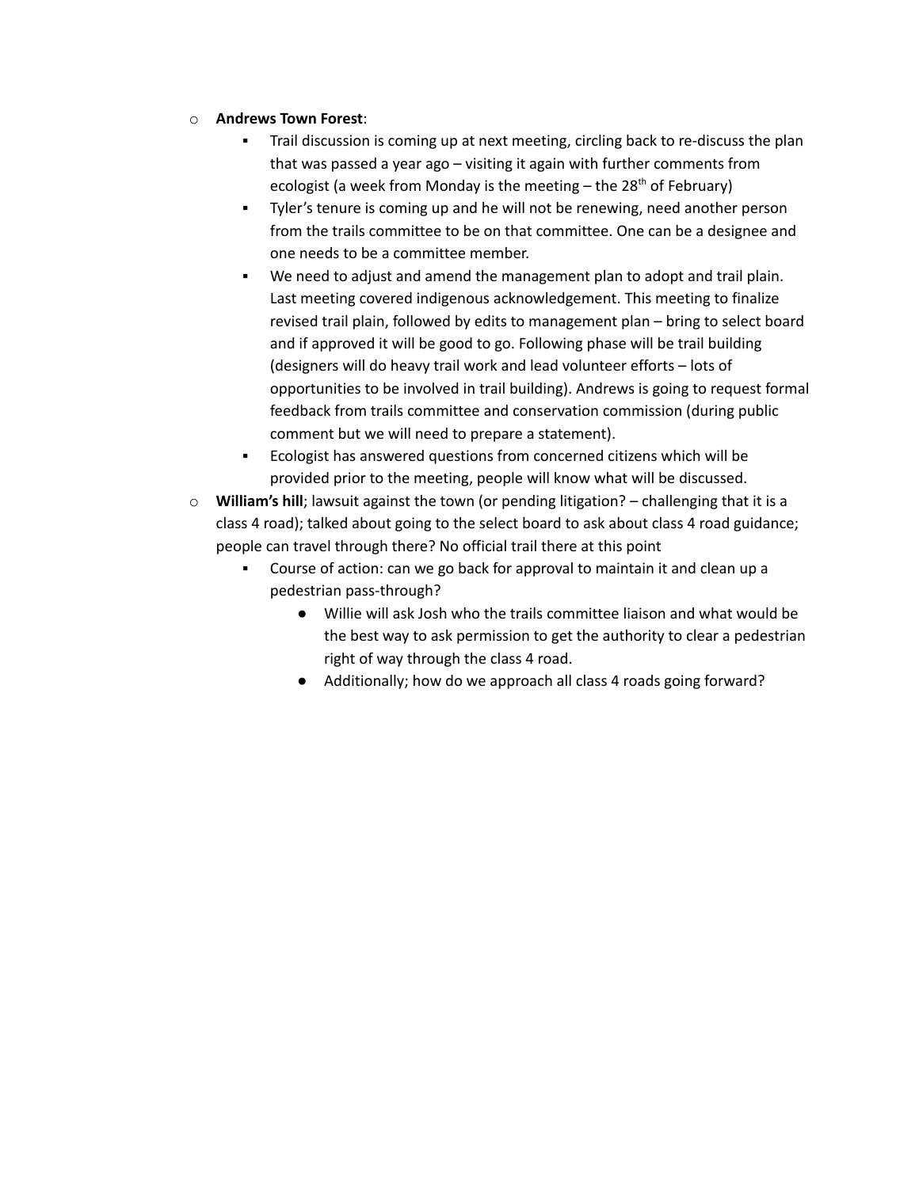- **Andrews Town Forest**:
  - Trail discussion is coming up at next meeting, circling back to re-discuss the plan that was passed a year ago – visiting it again with further comments from ecologist (a week from Monday is the meeting – the 28th of February)
  - Tyler's tenure is coming up and he will not be renewing, need another person from the trails committee to be on that committee. One can be a designee and one needs to be a committee member.
  - We need to adjust and amend the management plan to adopt and trail plain. Last meeting covered indigenous acknowledgement. This meeting to finalize revised trail plain, followed by edits to management plan – bring to select board and if approved it will be good to go. Following phase will be trail building (designers will do heavy trail work and lead volunteer efforts – lots of opportunities to be involved in trail building). Andrews is going to request formal feedback from trails committee and conservation commission (during public comment but we will need to prepare a statement).
  - Ecologist has answered questions from concerned citizens which will be provided prior to the meeting, people will know what will be discussed.
- **William's hill**; lawsuit against the town (or pending litigation? – challenging that it is a class 4 road); talked about going to the select board to ask about class 4 road guidance; people can travel through there? No official trail there at this point
  - Course of action: can we go back for approval to maintain it and clean up a pedestrian pass-through?
    - Willie will ask Josh who the trails committee liaison and what would be the best way to ask permission to get the authority to clear a pedestrian right of way through the class 4 road.
    - Additionally; how do we approach all class 4 roads going forward?